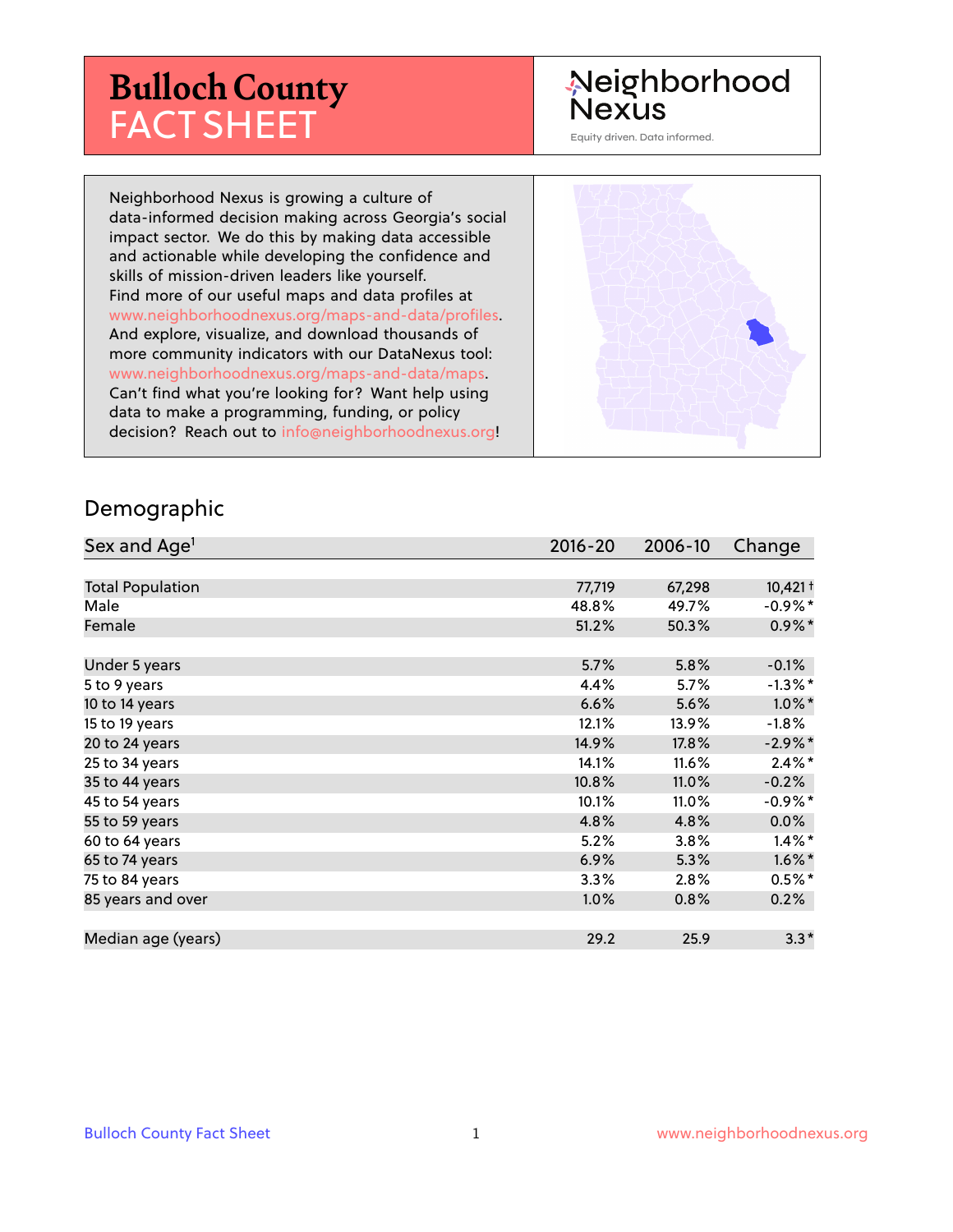# Bulloch County FACT SHEET

Neighborhood Nexus

Equity driven. Data informed.

Neighborhood Nexus is growing a culture of data-informed decision making across Georgia's social impact sector. We do this by making data accessible and actionable while developing the confidence and skills of mission-driven leaders like yourself. Find more of our useful maps and data profiles at www.neighborhoodnexus.org/maps-and-data/profiles. And explore, visualize, and download thousands of more community indicators with our DataNexus tool: www.neighborhoodnexus.org/maps-and-data/maps. Can't find what you're looking for? Want help using data to make a programming, funding, or policy decision? Reach out to info@neighborhoodnexus.org!

## Demographic

| Sex and Age[1] | 2016-20 | 2006-10 | Change |
|---|---|---|---|
| Total Population | 77,719 | 67,298 | 10,421 † |
| Male | 48.8% | 49.7% | -0.9% * |
| Female | 51.2% | 50.3% | 0.9% * |
| | | | |
| Under 5 years | 5.7% | 5.8% | -0.1% |
| 5 to 9 years | 4.4% | 5.7% | -1.3% * |
| 10 to 14 years | 6.6% | 5.6% | 1.0% * |
| 15 to 19 years | 12.1% | 13.9% | -1.8% |
| 20 to 24 years | 14.9% | 17.8% | -2.9% * |
| 25 to 34 years | 14.1% | 11.6% | 2.4% * |
| 35 to 44 years | 10.8% | 11.0% | -0.2% |
| 45 to 54 years | 10.1% | 11.0% | -0.9% * |
| 55 to 59 years | 4.8% | 4.8% | 0.0% |
| 60 to 64 years | 5.2% | 3.8% | 1.4% * |
| 65 to 74 years | 6.9% | 5.3% | 1.6% * |
| 75 to 84 years | 3.3% | 2.8% | 0.5% * |
| 85 years and over | 1.0% | 0.8% | 0.2% |
| | | | |
| Median age (years) | 29.2 | 25.9 | 3.3 * |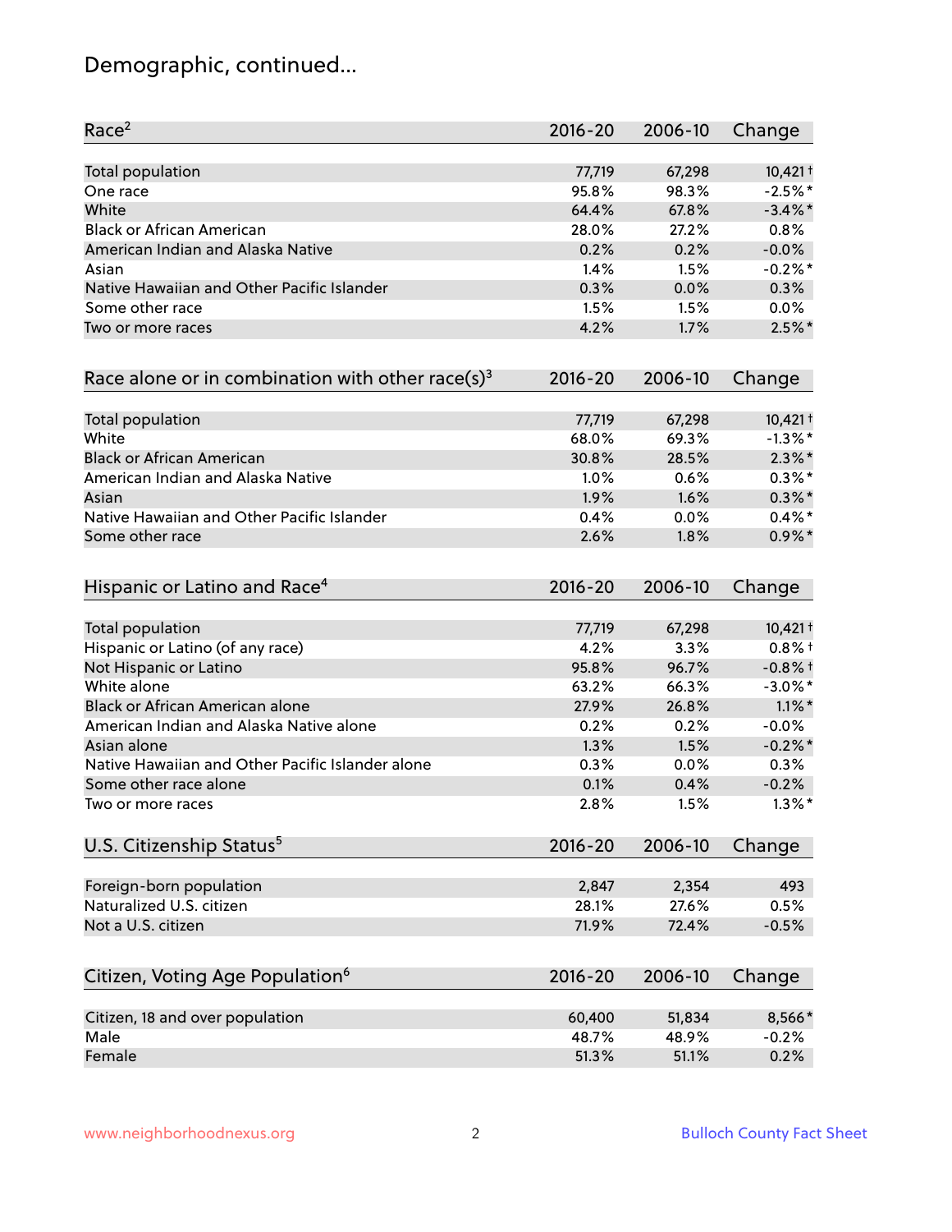# Demographic, continued...

| Race[2] | 2016-20 | 2006-10 | Change |
|---|---|---|---|
| Total population | 77,719 | 67,298 | 10,421 † |
| One race | 95.8% | 98.3% | -2.5% * |
| White | 64.4% | 67.8% | -3.4% * |
| Black or African American | 28.0% | 27.2% | 0.8% |
| American Indian and Alaska Native | 0.2% | 0.2% | -0.0% |
| Asian | 1.4% | 1.5% | -0.2% * |
| Native Hawaiian and Other Pacific Islander | 0.3% | 0.0% | 0.3% |
| Some other race | 1.5% | 1.5% | 0.0% |
| Two or more races | 4.2% | 1.7% | 2.5% * |

| Race alone or in combination with other race(s)[3] | 2016-20 | 2006-10 | Change |
|---|---|---|---|
| Total population | 77,719 | 67,298 | 10,421 † |
| White | 68.0% | 69.3% | -1.3% * |
| Black or African American | 30.8% | 28.5% | 2.3% * |
| American Indian and Alaska Native | 1.0% | 0.6% | 0.3% * |
| Asian | 1.9% | 1.6% | 0.3% * |
| Native Hawaiian and Other Pacific Islander | 0.4% | 0.0% | 0.4% * |
| Some other race | 2.6% | 1.8% | 0.9% * |

| Hispanic or Latino and Race[4] | 2016-20 | 2006-10 | Change |
|---|---|---|---|
| Total population | 77,719 | 67,298 | 10,421 † |
| Hispanic or Latino (of any race) | 4.2% | 3.3% | 0.8% † |
| Not Hispanic or Latino | 95.8% | 96.7% | -0.8% † |
| White alone | 63.2% | 66.3% | -3.0% * |
| Black or African American alone | 27.9% | 26.8% | 1.1% * |
| American Indian and Alaska Native alone | 0.2% | 0.2% | -0.0% |
| Asian alone | 1.3% | 1.5% | -0.2% * |
| Native Hawaiian and Other Pacific Islander alone | 0.3% | 0.0% | 0.3% |
| Some other race alone | 0.1% | 0.4% | -0.2% |
| Two or more races | 2.8% | 1.5% | 1.3% * |

| U.S. Citizenship Status[5] | 2016-20 | 2006-10 | Change |
|---|---|---|---|
| Foreign-born population | 2,847 | 2,354 | 493 |
| Naturalized U.S. citizen | 28.1% | 27.6% | 0.5% |
| Not a U.S. citizen | 71.9% | 72.4% | -0.5% |

| Citizen, Voting Age Population[6] | 2016-20 | 2006-10 | Change |
|---|---|---|---|
| Citizen, 18 and over population | 60,400 | 51,834 | 8,566 * |
| Male | 48.7% | 48.9% | -0.2% |
| Female | 51.3% | 51.1% | 0.2% |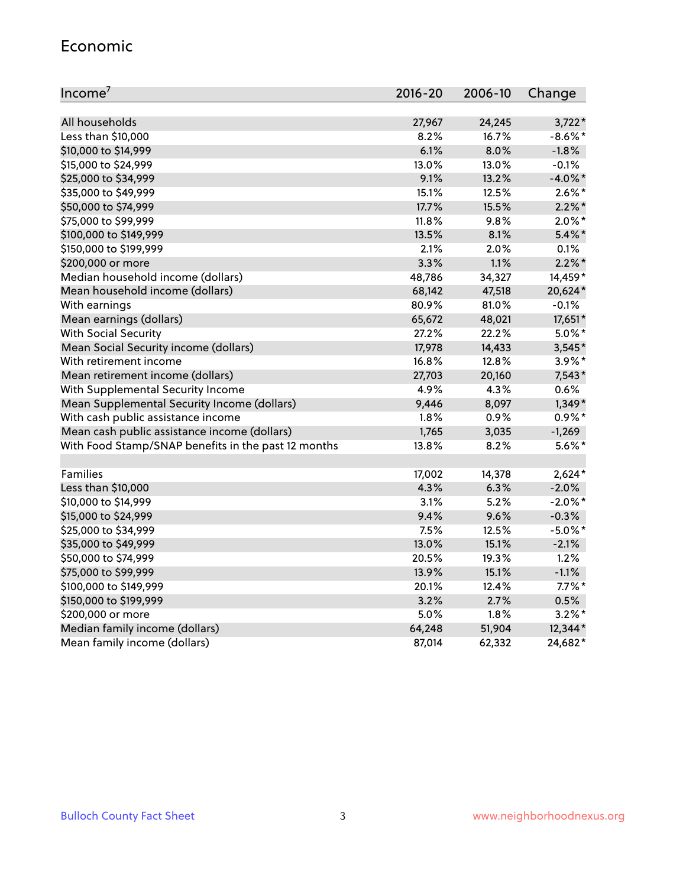## Economic

| Income[7] | 2016-20 | 2006-10 | Change |
|---|---|---|---|
| All households | 27,967 | 24,245 | 3,722* |
| Less than $10,000 | 8.2% | 16.7% | -8.6%* |
| $10,000 to $14,999 | 6.1% | 8.0% | -1.8% |
| $15,000 to $24,999 | 13.0% | 13.0% | -0.1% |
| $25,000 to $34,999 | 9.1% | 13.2% | -4.0%* |
| $35,000 to $49,999 | 15.1% | 12.5% | 2.6%* |
| $50,000 to $74,999 | 17.7% | 15.5% | 2.2%* |
| $75,000 to $99,999 | 11.8% | 9.8% | 2.0%* |
| $100,000 to $149,999 | 13.5% | 8.1% | 5.4%* |
| $150,000 to $199,999 | 2.1% | 2.0% | 0.1% |
| $200,000 or more | 3.3% | 1.1% | 2.2%* |
| Median household income (dollars) | 48,786 | 34,327 | 14,459* |
| Mean household income (dollars) | 68,142 | 47,518 | 20,624* |
| With earnings | 80.9% | 81.0% | -0.1% |
| Mean earnings (dollars) | 65,672 | 48,021 | 17,651* |
| With Social Security | 27.2% | 22.2% | 5.0%* |
| Mean Social Security income (dollars) | 17,978 | 14,433 | 3,545* |
| With retirement income | 16.8% | 12.8% | 3.9%* |
| Mean retirement income (dollars) | 27,703 | 20,160 | 7,543* |
| With Supplemental Security Income | 4.9% | 4.3% | 0.6% |
| Mean Supplemental Security Income (dollars) | 9,446 | 8,097 | 1,349* |
| With cash public assistance income | 1.8% | 0.9% | 0.9%* |
| Mean cash public assistance income (dollars) | 1,765 | 3,035 | -1,269 |
| With Food Stamp/SNAP benefits in the past 12 months | 13.8% | 8.2% | 5.6%* |
| | | | |
| Families | 17,002 | 14,378 | 2,624* |
| Less than $10,000 | 4.3% | 6.3% | -2.0% |
| $10,000 to $14,999 | 3.1% | 5.2% | -2.0%* |
| $15,000 to $24,999 | 9.4% | 9.6% | -0.3% |
| $25,000 to $34,999 | 7.5% | 12.5% | -5.0%* |
| $35,000 to $49,999 | 13.0% | 15.1% | -2.1% |
| $50,000 to $74,999 | 20.5% | 19.3% | 1.2% |
| $75,000 to $99,999 | 13.9% | 15.1% | -1.1% |
| $100,000 to $149,999 | 20.1% | 12.4% | 7.7%* |
| $150,000 to $199,999 | 3.2% | 2.7% | 0.5% |
| $200,000 or more | 5.0% | 1.8% | 3.2%* |
| Median family income (dollars) | 64,248 | 51,904 | 12,344* |
| Mean family income (dollars) | 87,014 | 62,332 | 24,682* |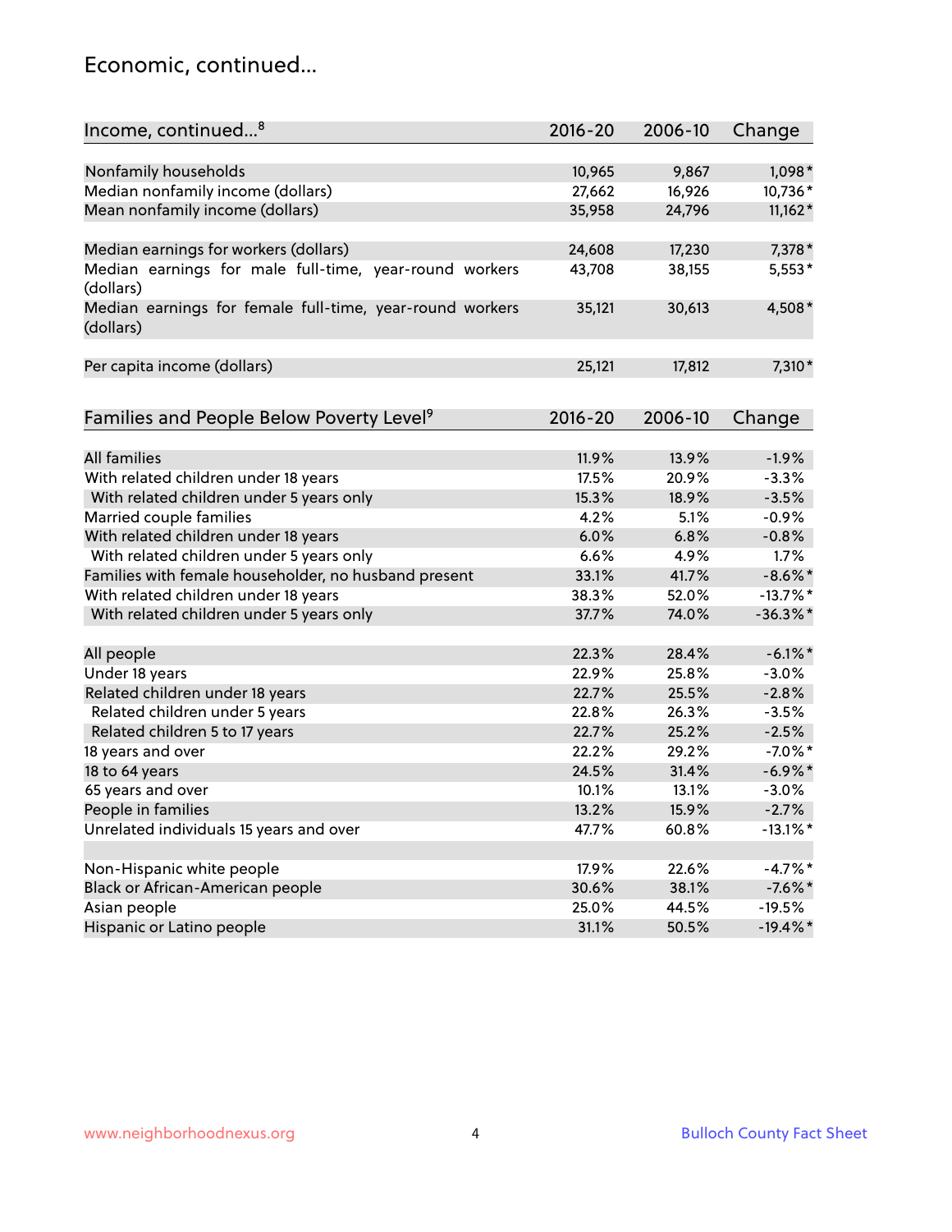## Economic, continued...

| Income, continued...[8] | 2016-20 | 2006-10 | Change |
|---|---|---|---|
| Nonfamily households | 10,965 | 9,867 | 1,098* |
| Median nonfamily income (dollars) | 27,662 | 16,926 | 10,736* |
| Mean nonfamily income (dollars) | 35,958 | 24,796 | 11,162* |
| Median earnings for workers (dollars) | 24,608 | 17,230 | 7,378* |
| Median earnings for male full-time, year-round workers (dollars) | 43,708 | 38,155 | 5,553* |
| Median earnings for female full-time, year-round workers (dollars) | 35,121 | 30,613 | 4,508* |
| Per capita income (dollars) | 25,121 | 17,812 | 7,310* |

| Families and People Below Poverty Level[9] | 2016-20 | 2006-10 | Change |
|---|---|---|---|
| All families | 11.9% | 13.9% | -1.9% |
| With related children under 18 years | 17.5% | 20.9% | -3.3% |
| With related children under 5 years only | 15.3% | 18.9% | -3.5% |
| Married couple families | 4.2% | 5.1% | -0.9% |
| With related children under 18 years | 6.0% | 6.8% | -0.8% |
| With related children under 5 years only | 6.6% | 4.9% | 1.7% |
| Families with female householder, no husband present | 33.1% | 41.7% | -8.6%* |
| With related children under 18 years | 38.3% | 52.0% | -13.7%* |
| With related children under 5 years only | 37.7% | 74.0% | -36.3%* |
| All people | 22.3% | 28.4% | -6.1%* |
| Under 18 years | 22.9% | 25.8% | -3.0% |
| Related children under 18 years | 22.7% | 25.5% | -2.8% |
| Related children under 5 years | 22.8% | 26.3% | -3.5% |
| Related children 5 to 17 years | 22.7% | 25.2% | -2.5% |
| 18 years and over | 22.2% | 29.2% | -7.0%* |
| 18 to 64 years | 24.5% | 31.4% | -6.9%* |
| 65 years and over | 10.1% | 13.1% | -3.0% |
| People in families | 13.2% | 15.9% | -2.7% |
| Unrelated individuals 15 years and over | 47.7% | 60.8% | -13.1%* |
| Non-Hispanic white people | 17.9% | 22.6% | -4.7%* |
| Black or African-American people | 30.6% | 38.1% | -7.6%* |
| Asian people | 25.0% | 44.5% | -19.5% |
| Hispanic or Latino people | 31.1% | 50.5% | -19.4%* |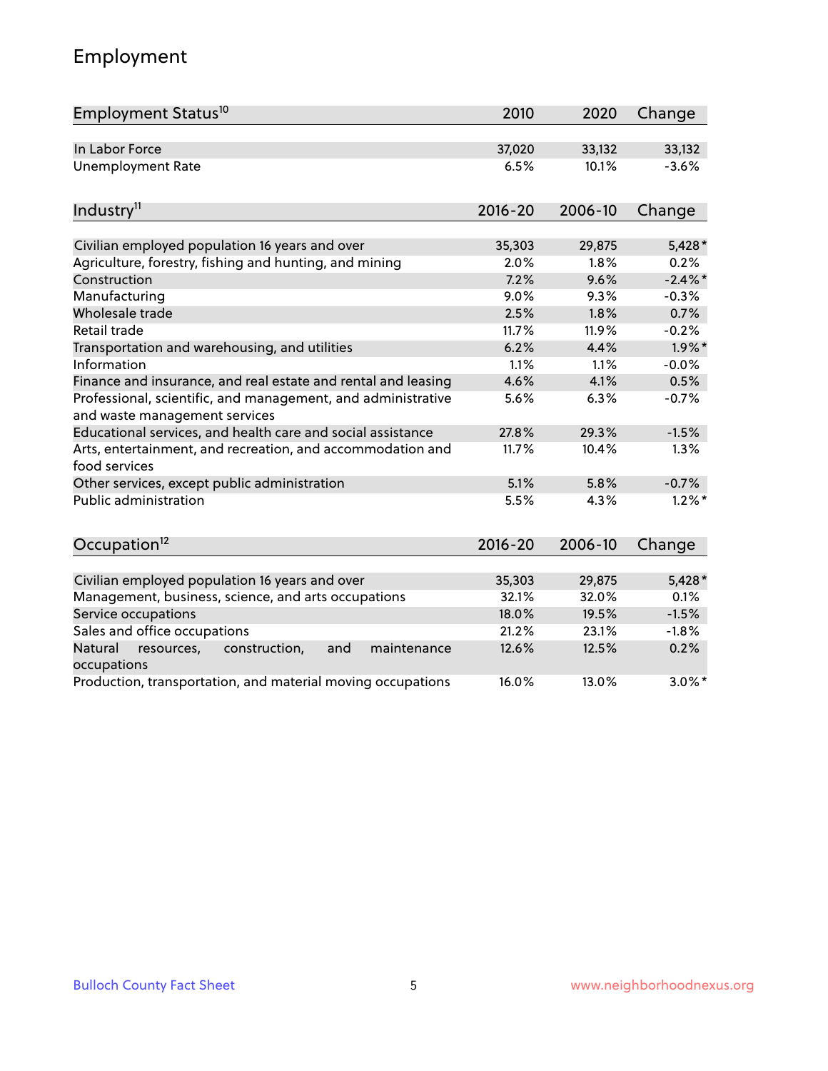# Employment

| Employment Status[10] | 2010 | 2020 | Change |
|---|---|---|---|
| In Labor Force | 37,020 | 33,132 | 33,132 |
| Unemployment Rate | 6.5% | 10.1% | -3.6% |

| Industry[11] | 2016-20 | 2006-10 | Change |
|---|---|---|---|
| Civilian employed population 16 years and over | 35,303 | 29,875 | 5,428* |
| Agriculture, forestry, fishing and hunting, and mining | 2.0% | 1.8% | 0.2% |
| Construction | 7.2% | 9.6% | -2.4%* |
| Manufacturing | 9.0% | 9.3% | -0.3% |
| Wholesale trade | 2.5% | 1.8% | 0.7% |
| Retail trade | 11.7% | 11.9% | -0.2% |
| Transportation and warehousing, and utilities | 6.2% | 4.4% | 1.9%* |
| Information | 1.1% | 1.1% | -0.0% |
| Finance and insurance, and real estate and rental and leasing | 4.6% | 4.1% | 0.5% |
| Professional, scientific, and management, and administrative and waste management services | 5.6% | 6.3% | -0.7% |
| Educational services, and health care and social assistance | 27.8% | 29.3% | -1.5% |
| Arts, entertainment, and recreation, and accommodation and food services | 11.7% | 10.4% | 1.3% |
| Other services, except public administration | 5.1% | 5.8% | -0.7% |
| Public administration | 5.5% | 4.3% | 1.2%* |

| Occupation[12] | 2016-20 | 2006-10 | Change |
|---|---|---|---|
| Civilian employed population 16 years and over | 35,303 | 29,875 | 5,428* |
| Management, business, science, and arts occupations | 32.1% | 32.0% | 0.1% |
| Service occupations | 18.0% | 19.5% | -1.5% |
| Sales and office occupations | 21.2% | 23.1% | -1.8% |
| Natural resources, construction, and maintenance occupations | 12.6% | 12.5% | 0.2% |
| Production, transportation, and material moving occupations | 16.0% | 13.0% | 3.0%* |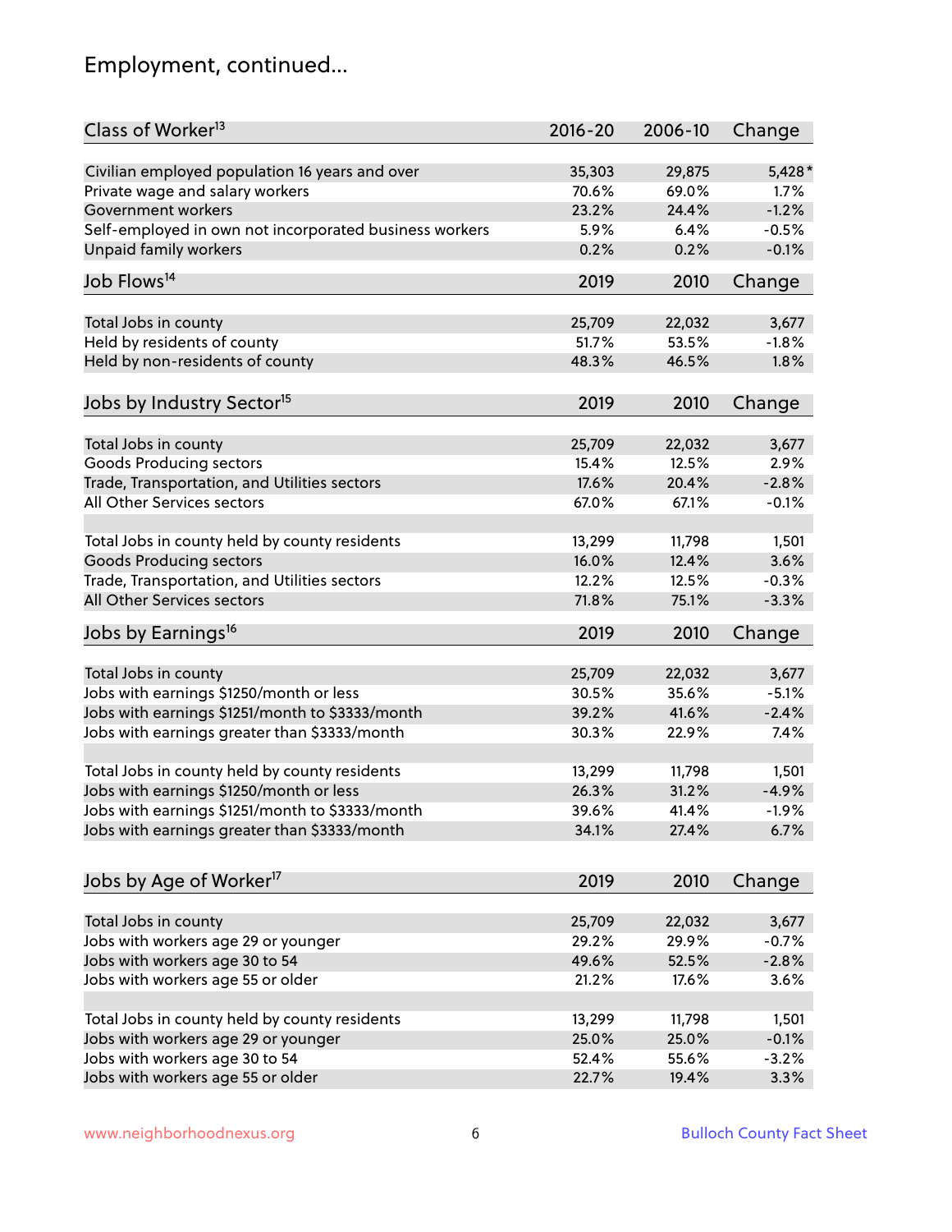# Employment, continued...

| Class of Worker[13] | 2016-20 | 2006-10 | Change |
|---|---|---|---|
| Civilian employed population 16 years and over | 35,303 | 29,875 | 5,428* |
| Private wage and salary workers | 70.6% | 69.0% | 1.7% |
| Government workers | 23.2% | 24.4% | -1.2% |
| Self-employed in own not incorporated business workers | 5.9% | 6.4% | -0.5% |
| Unpaid family workers | 0.2% | 0.2% | -0.1% |

| Job Flows[14] | 2019 | 2010 | Change |
|---|---|---|---|
| Total Jobs in county | 25,709 | 22,032 | 3,677 |
| Held by residents of county | 51.7% | 53.5% | -1.8% |
| Held by non-residents of county | 48.3% | 46.5% | 1.8% |

| Jobs by Industry Sector[15] | 2019 | 2010 | Change |
|---|---|---|---|
| Total Jobs in county | 25,709 | 22,032 | 3,677 |
| Goods Producing sectors | 15.4% | 12.5% | 2.9% |
| Trade, Transportation, and Utilities sectors | 17.6% | 20.4% | -2.8% |
| All Other Services sectors | 67.0% | 67.1% | -0.1% |
| | | | |
| Total Jobs in county held by county residents | 13,299 | 11,798 | 1,501 |
| Goods Producing sectors | 16.0% | 12.4% | 3.6% |
| Trade, Transportation, and Utilities sectors | 12.2% | 12.5% | -0.3% |
| All Other Services sectors | 71.8% | 75.1% | -3.3% |

| Jobs by Earnings[16] | 2019 | 2010 | Change |
|---|---|---|---|
| Total Jobs in county | 25,709 | 22,032 | 3,677 |
| Jobs with earnings $1250/month or less | 30.5% | 35.6% | -5.1% |
| Jobs with earnings $1251/month to $3333/month | 39.2% | 41.6% | -2.4% |
| Jobs with earnings greater than $3333/month | 30.3% | 22.9% | 7.4% |
| | | | |
| Total Jobs in county held by county residents | 13,299 | 11,798 | 1,501 |
| Jobs with earnings $1250/month or less | 26.3% | 31.2% | -4.9% |
| Jobs with earnings $1251/month to $3333/month | 39.6% | 41.4% | -1.9% |
| Jobs with earnings greater than $3333/month | 34.1% | 27.4% | 6.7% |

| Jobs by Age of Worker[17] | 2019 | 2010 | Change |
|---|---|---|---|
| Total Jobs in county | 25,709 | 22,032 | 3,677 |
| Jobs with workers age 29 or younger | 29.2% | 29.9% | -0.7% |
| Jobs with workers age 30 to 54 | 49.6% | 52.5% | -2.8% |
| Jobs with workers age 55 or older | 21.2% | 17.6% | 3.6% |
| | | | |
| Total Jobs in county held by county residents | 13,299 | 11,798 | 1,501 |
| Jobs with workers age 29 or younger | 25.0% | 25.0% | -0.1% |
| Jobs with workers age 30 to 54 | 52.4% | 55.6% | -3.2% |
| Jobs with workers age 55 or older | 22.7% | 19.4% | 3.3% |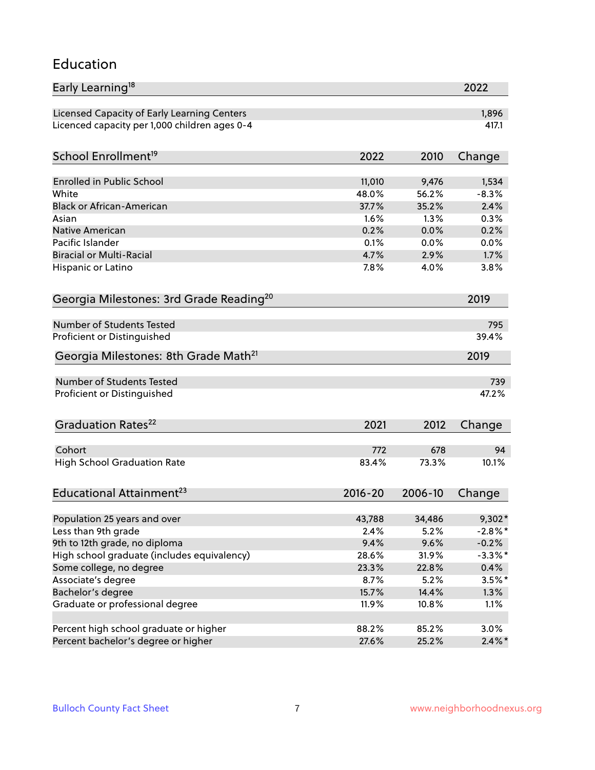## Education

| Early Learning[18] | 2022 |
|---|---|
| Licensed Capacity of Early Learning Centers | 1,896 |
| Licenced capacity per 1,000 children ages 0-4 | 417.1 |

| School Enrollment[19] | 2022 | 2010 | Change |
|---|---|---|---|
| Enrolled in Public School | 11,010 | 9,476 | 1,534 |
| White | 48.0% | 56.2% | -8.3% |
| Black or African-American | 37.7% | 35.2% | 2.4% |
| Asian | 1.6% | 1.3% | 0.3% |
| Native American | 0.2% | 0.0% | 0.2% |
| Pacific Islander | 0.1% | 0.0% | 0.0% |
| Biracial or Multi-Racial | 4.7% | 2.9% | 1.7% |
| Hispanic or Latino | 7.8% | 4.0% | 3.8% |

| Georgia Milestones: 3rd Grade Reading[20] | 2019 |
|---|---|
| Number of Students Tested | 795 |
| Proficient or Distinguished | 39.4% |

| Georgia Milestones: 8th Grade Math[21] | 2019 |
|---|---|
| Number of Students Tested | 739 |
| Proficient or Distinguished | 47.2% |

| Graduation Rates[22] | 2021 | 2012 | Change |
|---|---|---|---|
| Cohort | 772 | 678 | 94 |
| High School Graduation Rate | 83.4% | 73.3% | 10.1% |

| Educational Attainment[23] | 2016-20 | 2006-10 | Change |
|---|---|---|---|
| Population 25 years and over | 43,788 | 34,486 | 9,302* |
| Less than 9th grade | 2.4% | 5.2% | -2.8%* |
| 9th to 12th grade, no diploma | 9.4% | 9.6% | -0.2% |
| High school graduate (includes equivalency) | 28.6% | 31.9% | -3.3%* |
| Some college, no degree | 23.3% | 22.8% | 0.4% |
| Associate's degree | 8.7% | 5.2% | 3.5%* |
| Bachelor's degree | 15.7% | 14.4% | 1.3% |
| Graduate or professional degree | 11.9% | 10.8% | 1.1% |
| | | | |
| Percent high school graduate or higher | 88.2% | 85.2% | 3.0% |
| Percent bachelor's degree or higher | 27.6% | 25.2% | 2.4%* |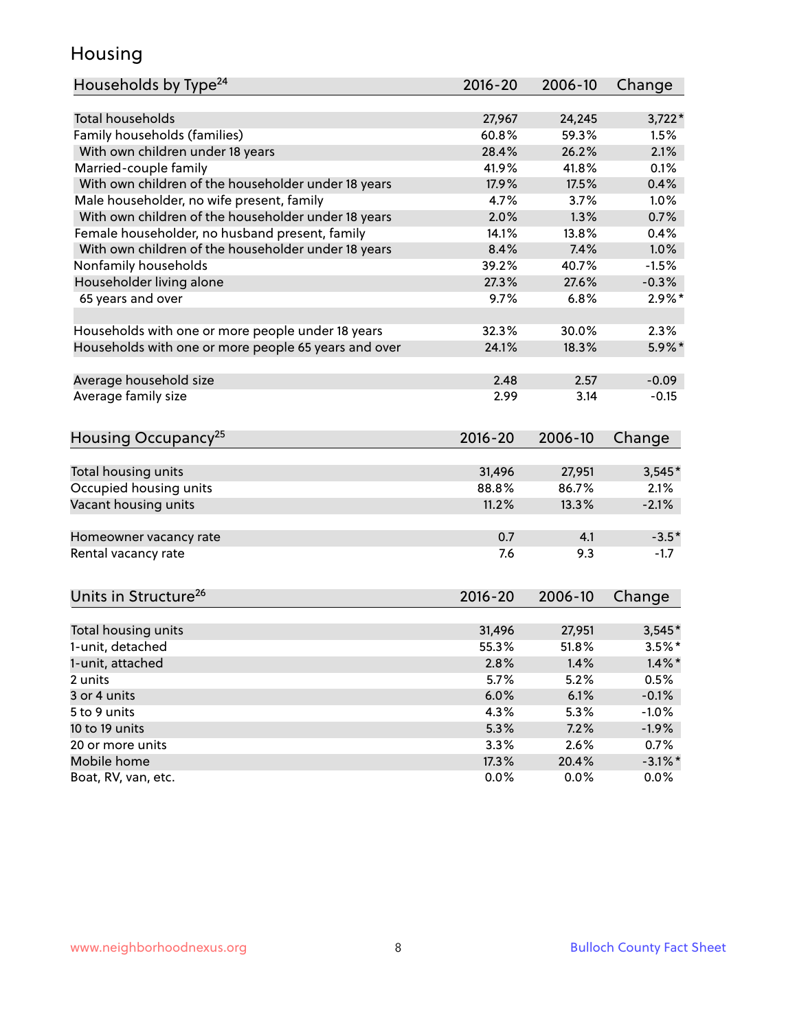# Housing

| Households by Type[24] | 2016-20 | 2006-10 | Change |
|---|---|---|---|
| Total households | 27,967 | 24,245 | 3,722* |
| Family households (families) | 60.8% | 59.3% | 1.5% |
| With own children under 18 years | 28.4% | 26.2% | 2.1% |
| Married-couple family | 41.9% | 41.8% | 0.1% |
| With own children of the householder under 18 years | 17.9% | 17.5% | 0.4% |
| Male householder, no wife present, family | 4.7% | 3.7% | 1.0% |
| With own children of the householder under 18 years | 2.0% | 1.3% | 0.7% |
| Female householder, no husband present, family | 14.1% | 13.8% | 0.4% |
| With own children of the householder under 18 years | 8.4% | 7.4% | 1.0% |
| Nonfamily households | 39.2% | 40.7% | -1.5% |
| Householder living alone | 27.3% | 27.6% | -0.3% |
| 65 years and over | 9.7% | 6.8% | 2.9%* |
| | | | |
| Households with one or more people under 18 years | 32.3% | 30.0% | 2.3% |
| Households with one or more people 65 years and over | 24.1% | 18.3% | 5.9%* |
| | | | |
| Average household size | 2.48 | 2.57 | -0.09 |
| Average family size | 2.99 | 3.14 | -0.15 |

| Housing Occupancy[25] | 2016-20 | 2006-10 | Change |
|---|---|---|---|
| Total housing units | 31,496 | 27,951 | 3,545* |
| Occupied housing units | 88.8% | 86.7% | 2.1% |
| Vacant housing units | 11.2% | 13.3% | -2.1% |
| | | | |
| Homeowner vacancy rate | 0.7 | 4.1 | -3.5* |
| Rental vacancy rate | 7.6 | 9.3 | -1.7 |

| Units in Structure[26] | 2016-20 | 2006-10 | Change |
|---|---|---|---|
| Total housing units | 31,496 | 27,951 | 3,545* |
| 1-unit, detached | 55.3% | 51.8% | 3.5%* |
| 1-unit, attached | 2.8% | 1.4% | 1.4%* |
| 2 units | 5.7% | 5.2% | 0.5% |
| 3 or 4 units | 6.0% | 6.1% | -0.1% |
| 5 to 9 units | 4.3% | 5.3% | -1.0% |
| 10 to 19 units | 5.3% | 7.2% | -1.9% |
| 20 or more units | 3.3% | 2.6% | 0.7% |
| Mobile home | 17.3% | 20.4% | -3.1%* |
| Boat, RV, van, etc. | 0.0% | 0.0% | 0.0% |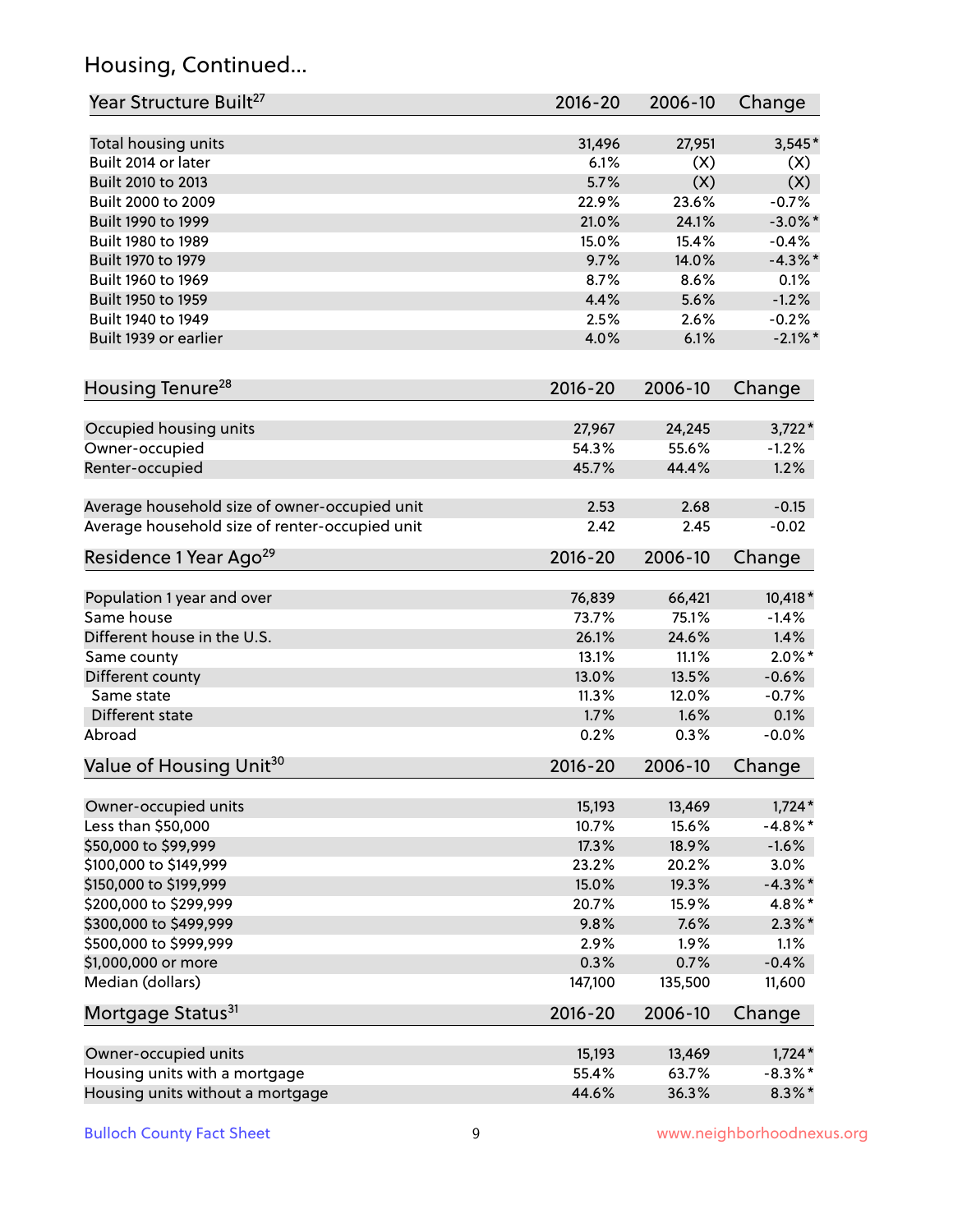## Housing, Continued...

| Year Structure Built[27] | 2016-20 | 2006-10 | Change |
|---|---|---|---|
| Total housing units | 31,496 | 27,951 | 3,545* |
| Built 2014 or later | 6.1% | (X) | (X) |
| Built 2010 to 2013 | 5.7% | (X) | (X) |
| Built 2000 to 2009 | 22.9% | 23.6% | -0.7% |
| Built 1990 to 1999 | 21.0% | 24.1% | -3.0%* |
| Built 1980 to 1989 | 15.0% | 15.4% | -0.4% |
| Built 1970 to 1979 | 9.7% | 14.0% | -4.3%* |
| Built 1960 to 1969 | 8.7% | 8.6% | 0.1% |
| Built 1950 to 1959 | 4.4% | 5.6% | -1.2% |
| Built 1940 to 1949 | 2.5% | 2.6% | -0.2% |
| Built 1939 or earlier | 4.0% | 6.1% | -2.1%* |

| Housing Tenure[28] | 2016-20 | 2006-10 | Change |
|---|---|---|---|
| Occupied housing units | 27,967 | 24,245 | 3,722* |
| Owner-occupied | 54.3% | 55.6% | -1.2% |
| Renter-occupied | 45.7% | 44.4% | 1.2% |
| Average household size of owner-occupied unit | 2.53 | 2.68 | -0.15 |
| Average household size of renter-occupied unit | 2.42 | 2.45 | -0.02 |

| Residence 1 Year Ago[29] | 2016-20 | 2006-10 | Change |
|---|---|---|---|
| Population 1 year and over | 76,839 | 66,421 | 10,418* |
| Same house | 73.7% | 75.1% | -1.4% |
| Different house in the U.S. | 26.1% | 24.6% | 1.4% |
| Same county | 13.1% | 11.1% | 2.0%* |
| Different county | 13.0% | 13.5% | -0.6% |
| Same state | 11.3% | 12.0% | -0.7% |
| Different state | 1.7% | 1.6% | 0.1% |
| Abroad | 0.2% | 0.3% | -0.0% |

| Value of Housing Unit[30] | 2016-20 | 2006-10 | Change |
|---|---|---|---|
| Owner-occupied units | 15,193 | 13,469 | 1,724* |
| Less than $50,000 | 10.7% | 15.6% | -4.8%* |
| $50,000 to $99,999 | 17.3% | 18.9% | -1.6% |
| $100,000 to $149,999 | 23.2% | 20.2% | 3.0% |
| $150,000 to $199,999 | 15.0% | 19.3% | -4.3%* |
| $200,000 to $299,999 | 20.7% | 15.9% | 4.8%* |
| $300,000 to $499,999 | 9.8% | 7.6% | 2.3%* |
| $500,000 to $999,999 | 2.9% | 1.9% | 1.1% |
| $1,000,000 or more | 0.3% | 0.7% | -0.4% |
| Median (dollars) | 147,100 | 135,500 | 11,600 |

| Mortgage Status[31] | 2016-20 | 2006-10 | Change |
|---|---|---|---|
| Owner-occupied units | 15,193 | 13,469 | 1,724* |
| Housing units with a mortgage | 55.4% | 63.7% | -8.3%* |
| Housing units without a mortgage | 44.6% | 36.3% | 8.3%* |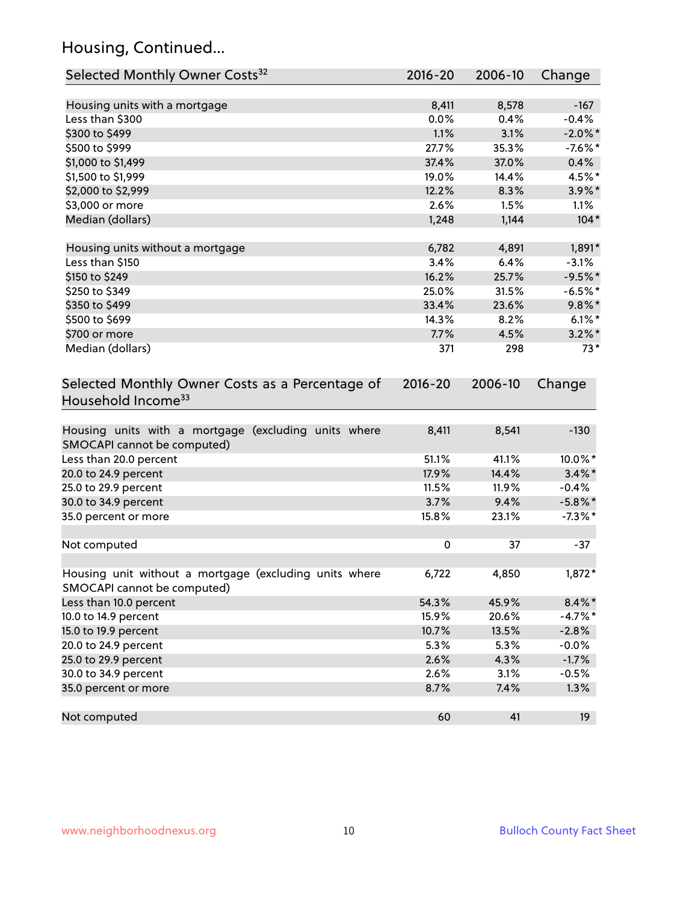## Housing, Continued...

| Selected Monthly Owner Costs[32] | 2016-20 | 2006-10 | Change |
|---|---|---|---|
| Housing units with a mortgage | 8,411 | 8,578 | -167 |
| Less than $300 | 0.0% | 0.4% | -0.4% |
| $300 to $499 | 1.1% | 3.1% | -2.0%* |
| $500 to $999 | 27.7% | 35.3% | -7.6%* |
| $1,000 to $1,499 | 37.4% | 37.0% | 0.4% |
| $1,500 to $1,999 | 19.0% | 14.4% | 4.5%* |
| $2,000 to $2,999 | 12.2% | 8.3% | 3.9%* |
| $3,000 or more | 2.6% | 1.5% | 1.1% |
| Median (dollars) | 1,248 | 1,144 | 104* |
| | | | |
| Housing units without a mortgage | 6,782 | 4,891 | 1,891* |
| Less than $150 | 3.4% | 6.4% | -3.1% |
| $150 to $249 | 16.2% | 25.7% | -9.5%* |
| $250 to $349 | 25.0% | 31.5% | -6.5%* |
| $350 to $499 | 33.4% | 23.6% | 9.8%* |
| $500 to $699 | 14.3% | 8.2% | 6.1%* |
| $700 or more | 7.7% | 4.5% | 3.2%* |
| Median (dollars) | 371 | 298 | 73* |

| Selected Monthly Owner Costs as a Percentage of Household Income[33] | 2016-20 | 2006-10 | Change |
|---|---|---|---|
| Housing units with a mortgage (excluding units where SMOCAPI cannot be computed) | 8,411 | 8,541 | -130 |
| Less than 20.0 percent | 51.1% | 41.1% | 10.0%* |
| 20.0 to 24.9 percent | 17.9% | 14.4% | 3.4%* |
| 25.0 to 29.9 percent | 11.5% | 11.9% | -0.4% |
| 30.0 to 34.9 percent | 3.7% | 9.4% | -5.8%* |
| 35.0 percent or more | 15.8% | 23.1% | -7.3%* |
| | | | |
| Not computed | 0 | 37 | -37 |
| | | | |
| Housing unit without a mortgage (excluding units where SMOCAPI cannot be computed) | 6,722 | 4,850 | 1,872* |
| Less than 10.0 percent | 54.3% | 45.9% | 8.4%* |
| 10.0 to 14.9 percent | 15.9% | 20.6% | -4.7%* |
| 15.0 to 19.9 percent | 10.7% | 13.5% | -2.8% |
| 20.0 to 24.9 percent | 5.3% | 5.3% | -0.0% |
| 25.0 to 29.9 percent | 2.6% | 4.3% | -1.7% |
| 30.0 to 34.9 percent | 2.6% | 3.1% | -0.5% |
| 35.0 percent or more | 8.7% | 7.4% | 1.3% |
| | | | |
| Not computed | 60 | 41 | 19 |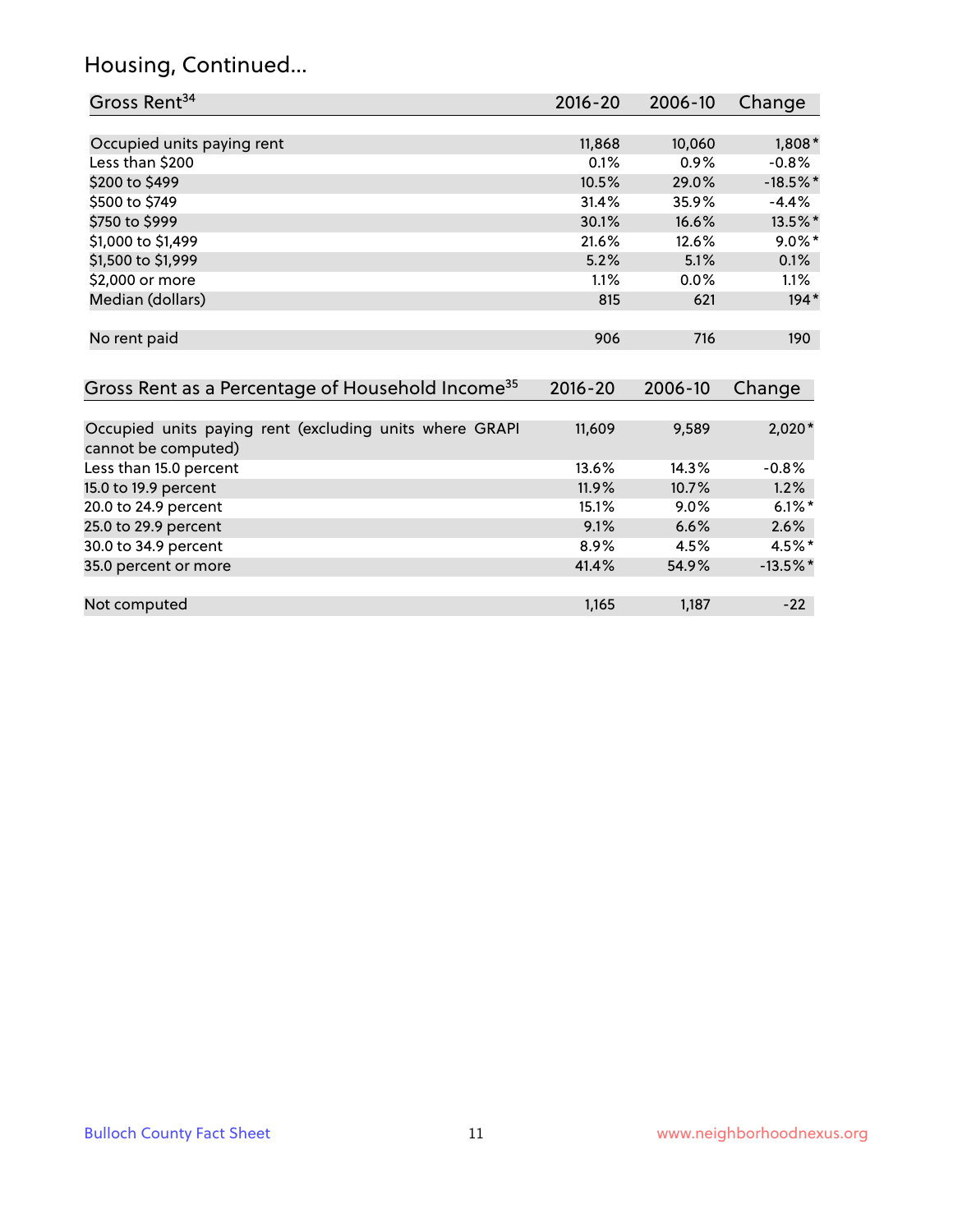## Housing, Continued...

| Gross Rent[34] | 2016-20 | 2006-10 | Change |
|---|---|---|---|
| Occupied units paying rent | 11,868 | 10,060 | 1,808* |
| Less than $200 | 0.1% | 0.9% | -0.8% |
| $200 to $499 | 10.5% | 29.0% | -18.5%* |
| $500 to $749 | 31.4% | 35.9% | -4.4% |
| $750 to $999 | 30.1% | 16.6% | 13.5%* |
| $1,000 to $1,499 | 21.6% | 12.6% | 9.0%* |
| $1,500 to $1,999 | 5.2% | 5.1% | 0.1% |
| $2,000 or more | 1.1% | 0.0% | 1.1% |
| Median (dollars) | 815 | 621 | 194* |
| No rent paid | 906 | 716 | 190 |

| Gross Rent as a Percentage of Household Income[35] | 2016-20 | 2006-10 | Change |
|---|---|---|---|
| Occupied units paying rent (excluding units where GRAPI cannot be computed) | 11,609 | 9,589 | 2,020* |
| Less than 15.0 percent | 13.6% | 14.3% | -0.8% |
| 15.0 to 19.9 percent | 11.9% | 10.7% | 1.2% |
| 20.0 to 24.9 percent | 15.1% | 9.0% | 6.1%* |
| 25.0 to 29.9 percent | 9.1% | 6.6% | 2.6% |
| 30.0 to 34.9 percent | 8.9% | 4.5% | 4.5%* |
| 35.0 percent or more | 41.4% | 54.9% | -13.5%* |
| Not computed | 1,165 | 1,187 | -22 |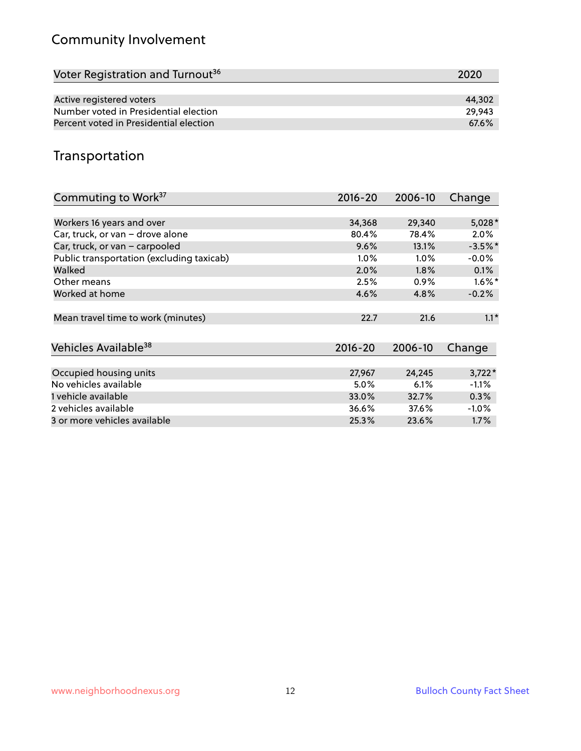## Community Involvement

| Voter Registration and Turnout[36] | 2020 |
|---|---|
| Active registered voters | 44,302 |
| Number voted in Presidential election | 29,943 |
| Percent voted in Presidential election | 67.6% |

## Transportation

| Commuting to Work[37] | 2016-20 | 2006-10 | Change |
|---|---|---|---|
| Workers 16 years and over | 34,368 | 29,340 | 5,028* |
| Car, truck, or van – drove alone | 80.4% | 78.4% | 2.0% |
| Car, truck, or van – carpooled | 9.6% | 13.1% | -3.5%* |
| Public transportation (excluding taxicab) | 1.0% | 1.0% | -0.0% |
| Walked | 2.0% | 1.8% | 0.1% |
| Other means | 2.5% | 0.9% | 1.6%* |
| Worked at home | 4.6% | 4.8% | -0.2% |
| Mean travel time to work (minutes) | 22.7 | 21.6 | 1.1* |

| Vehicles Available[38] | 2016-20 | 2006-10 | Change |
|---|---|---|---|
| Occupied housing units | 27,967 | 24,245 | 3,722* |
| No vehicles available | 5.0% | 6.1% | -1.1% |
| 1 vehicle available | 33.0% | 32.7% | 0.3% |
| 2 vehicles available | 36.6% | 37.6% | -1.0% |
| 3 or more vehicles available | 25.3% | 23.6% | 1.7% |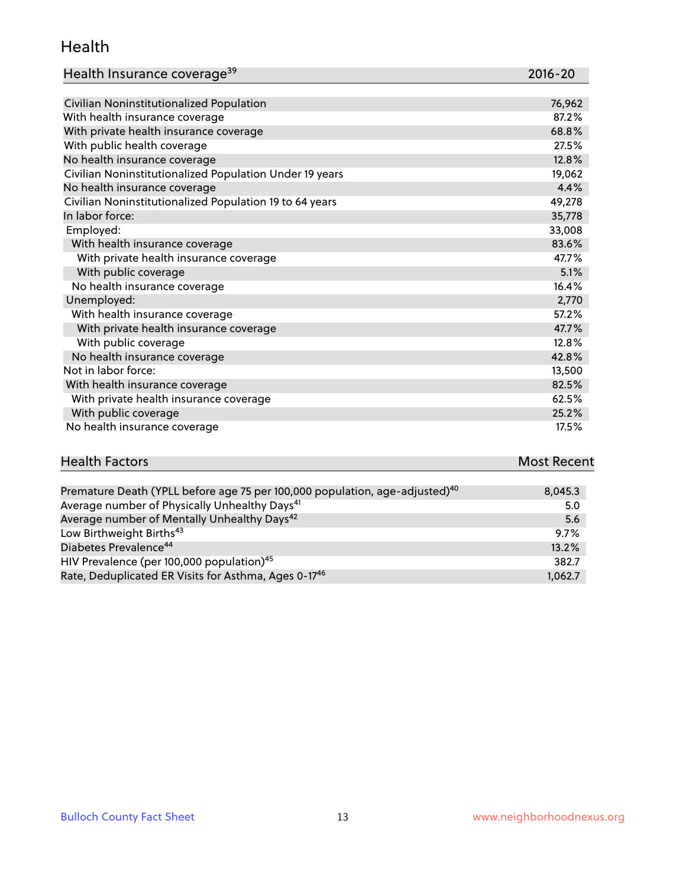## Health

| Health Insurance coverage[39] | 2016-20 |
|---|---|
| Civilian Noninstitutionalized Population | 76,962 |
| With health insurance coverage | 87.2% |
| With private health insurance coverage | 68.8% |
| With public health coverage | 27.5% |
| No health insurance coverage | 12.8% |
| Civilian Noninstitutionalized Population Under 19 years | 19,062 |
| No health insurance coverage | 4.4% |
| Civilian Noninstitutionalized Population 19 to 64 years | 49,278 |
| In labor force: | 35,778 |
| Employed: | 33,008 |
| With health insurance coverage | 83.6% |
| With private health insurance coverage | 47.7% |
| With public coverage | 5.1% |
| No health insurance coverage | 16.4% |
| Unemployed: | 2,770 |
| With health insurance coverage | 57.2% |
| With private health insurance coverage | 47.7% |
| With public coverage | 12.8% |
| No health insurance coverage | 42.8% |
| Not in labor force: | 13,500 |
| With health insurance coverage | 82.5% |
| With private health insurance coverage | 62.5% |
| With public coverage | 25.2% |
| No health insurance coverage | 17.5% |

| Health Factors | Most Recent |
|---|---|
| Premature Death (YPLL before age 75 per 100,000 population, age-adjusted)[40] | 8,045.3 |
| Average number of Physically Unhealthy Days[41] | 5.0 |
| Average number of Mentally Unhealthy Days[42] | 5.6 |
| Low Birthweight Births[43] | 9.7% |
| Diabetes Prevalence[44] | 13.2% |
| HIV Prevalence (per 100,000 population)[45] | 382.7 |
| Rate, Deduplicated ER Visits for Asthma, Ages 0-17[46] | 1,062.7 |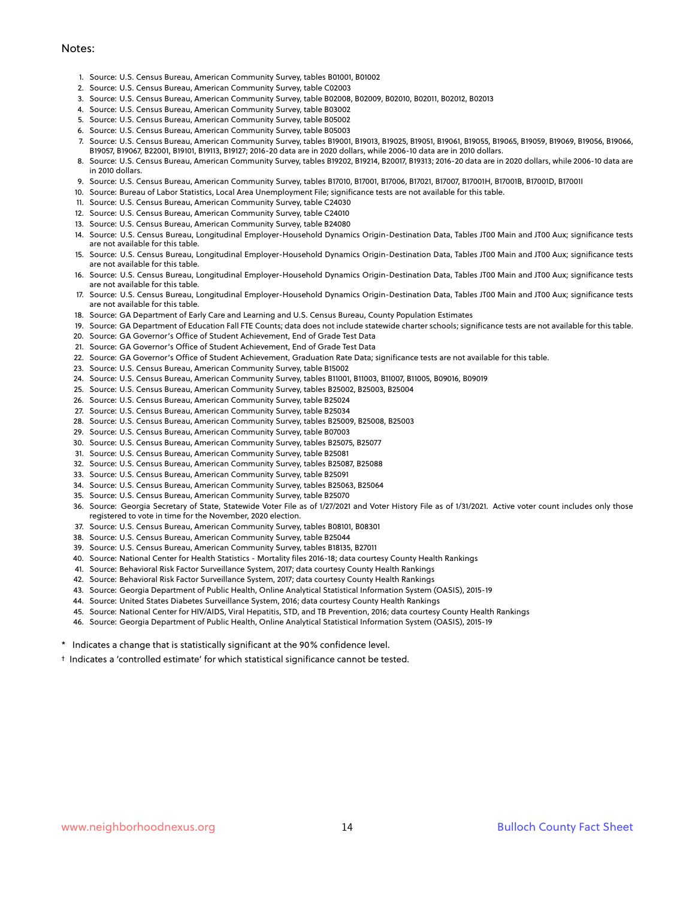Notes:

1. Source: U.S. Census Bureau, American Community Survey, tables B01001, B01002
2. Source: U.S. Census Bureau, American Community Survey, table C02003
3. Source: U.S. Census Bureau, American Community Survey, table B02008, B02009, B02010, B02011, B02012, B02013
4. Source: U.S. Census Bureau, American Community Survey, table B03002
5. Source: U.S. Census Bureau, American Community Survey, table B05002
6. Source: U.S. Census Bureau, American Community Survey, table B05003
7. Source: U.S. Census Bureau, American Community Survey, tables B19001, B19013, B19025, B19051, B19061, B19055, B19065, B19059, B19069, B19056, B19066, B19057, B19067, B22001, B19101, B19113, B19127; 2016-20 data are in 2020 dollars, while 2006-10 data are in 2010 dollars.
8. Source: U.S. Census Bureau, American Community Survey, tables B19202, B19214, B20017, B19313; 2016-20 data are in 2020 dollars, while 2006-10 data are in 2010 dollars.
9. Source: U.S. Census Bureau, American Community Survey, tables B17010, B17001, B17006, B17021, B17007, B17001H, B17001B, B17001D, B17001I
10. Source: Bureau of Labor Statistics, Local Area Unemployment File; significance tests are not available for this table.
11. Source: U.S. Census Bureau, American Community Survey, table C24030
12. Source: U.S. Census Bureau, American Community Survey, table C24010
13. Source: U.S. Census Bureau, American Community Survey, table B24080
14. Source: U.S. Census Bureau, Longitudinal Employer-Household Dynamics Origin-Destination Data, Tables JT00 Main and JT00 Aux; significance tests are not available for this table.
15. Source: U.S. Census Bureau, Longitudinal Employer-Household Dynamics Origin-Destination Data, Tables JT00 Main and JT00 Aux; significance tests are not available for this table.
16. Source: U.S. Census Bureau, Longitudinal Employer-Household Dynamics Origin-Destination Data, Tables JT00 Main and JT00 Aux; significance tests are not available for this table.
17. Source: U.S. Census Bureau, Longitudinal Employer-Household Dynamics Origin-Destination Data, Tables JT00 Main and JT00 Aux; significance tests are not available for this table.
18. Source: GA Department of Early Care and Learning and U.S. Census Bureau, County Population Estimates
19. Source: GA Department of Education Fall FTE Counts; data does not include statewide charter schools; significance tests are not available for this table.
20. Source: GA Governor's Office of Student Achievement, End of Grade Test Data
21. Source: GA Governor's Office of Student Achievement, End of Grade Test Data
22. Source: GA Governor's Office of Student Achievement, Graduation Rate Data; significance tests are not available for this table.
23. Source: U.S. Census Bureau, American Community Survey, table B15002
24. Source: U.S. Census Bureau, American Community Survey, tables B11001, B11003, B11007, B11005, B09016, B09019
25. Source: U.S. Census Bureau, American Community Survey, tables B25002, B25003, B25004
26. Source: U.S. Census Bureau, American Community Survey, table B25024
27. Source: U.S. Census Bureau, American Community Survey, table B25034
28. Source: U.S. Census Bureau, American Community Survey, tables B25009, B25008, B25003
29. Source: U.S. Census Bureau, American Community Survey, table B07003
30. Source: U.S. Census Bureau, American Community Survey, tables B25075, B25077
31. Source: U.S. Census Bureau, American Community Survey, table B25081
32. Source: U.S. Census Bureau, American Community Survey, tables B25087, B25088
33. Source: U.S. Census Bureau, American Community Survey, table B25091
34. Source: U.S. Census Bureau, American Community Survey, tables B25063, B25064
35. Source: U.S. Census Bureau, American Community Survey, table B25070
36. Source: Georgia Secretary of State, Statewide Voter File as of 1/27/2021 and Voter History File as of 1/31/2021. Active voter count includes only those registered to vote in time for the November, 2020 election.
37. Source: U.S. Census Bureau, American Community Survey, tables B08101, B08301
38. Source: U.S. Census Bureau, American Community Survey, table B25044
39. Source: U.S. Census Bureau, American Community Survey, tables B18135, B27011
40. Source: National Center for Health Statistics - Mortality files 2016-18; data courtesy County Health Rankings
41. Source: Behavioral Risk Factor Surveillance System, 2017; data courtesy County Health Rankings
42. Source: Behavioral Risk Factor Surveillance System, 2017; data courtesy County Health Rankings
43. Source: Georgia Department of Public Health, Online Analytical Statistical Information System (OASIS), 2015-19
44. Source: United States Diabetes Surveillance System, 2016; data courtesy County Health Rankings
45. Source: National Center for HIV/AIDS, Viral Hepatitis, STD, and TB Prevention, 2016; data courtesy County Health Rankings
46. Source: Georgia Department of Public Health, Online Analytical Statistical Information System (OASIS), 2015-19

\* Indicates a change that is statistically significant at the 90% confidence level.

† Indicates a 'controlled estimate' for which statistical significance cannot be tested.